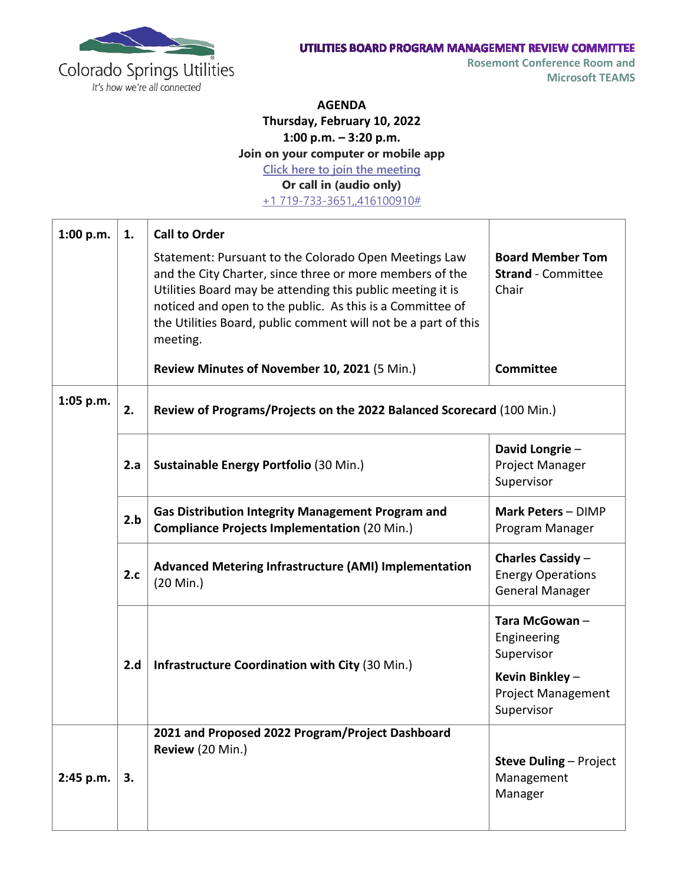Colorado Springs Utilities

*It's how we're all connected*

**UTILITIES BOARD PROGRAM MANAGEMENT REVIEW COMMITTEE**

**Rosemont Conference Room and Microsoft TEAMS**

**AGENDA**
**Thursday, February 10, 2022**
**1:00 p.m. – 3:20 p.m.**
**Join on your computer or mobile app**
Click here to join the meeting
**Or call in (audio only)**
+1 719-733-3651,,416100910#

| | | | |
|---|---|---|---|
| 1:00 p.m. | 1. | **Call to Order**<br><br>Statement: Pursuant to the Colorado Open Meetings Law and the City Charter, since three or more members of the Utilities Board may be attending this public meeting it is noticed and open to the public. As this is a Committee of the Utilities Board, public comment will not be a part of this meeting.<br><br>**Review Minutes of November 10, 2021** (5 Min.) | **Board Member Tom Strand** - Committee Chair<br><br>**Committee** |
| 1:05 p.m. | 2. | **Review of Programs/Projects on the 2022 Balanced Scorecard** (100 Min.) | |
| | 2.a | **Sustainable Energy Portfolio** (30 Min.) | **David Longrie** – Project Manager Supervisor |
| | 2.b | **Gas Distribution Integrity Management Program and Compliance Projects Implementation** (20 Min.) | **Mark Peters** – DIMP Program Manager |
| | 2.c | **Advanced Metering Infrastructure (AMI) Implementation** (20 Min.) | **Charles Cassidy** – Energy Operations General Manager |
| | 2.d | **Infrastructure Coordination with City** (30 Min.) | **Tara McGowan** – Engineering Supervisor<br><br>**Kevin Binkley** – Project Management Supervisor |
| 2:45 p.m. | 3. | **2021 and Proposed 2022 Program/Project Dashboard Review** (20 Min.) | **Steve Duling** – Project Management Manager |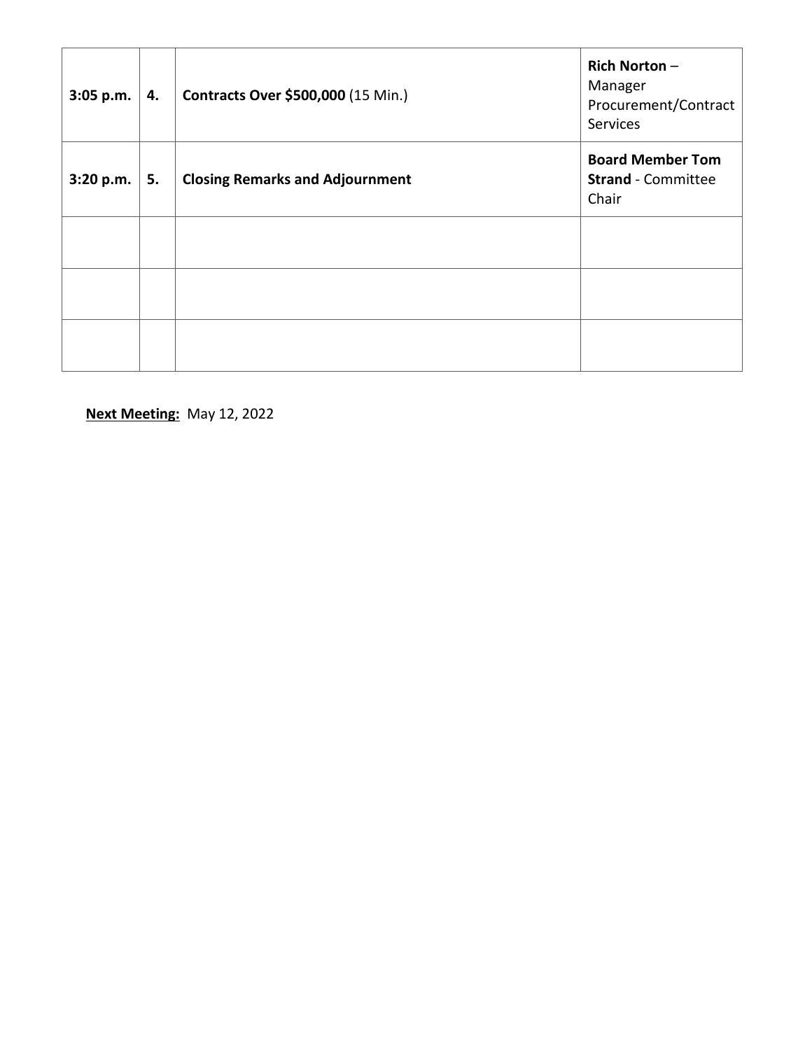| | | | |
|---|---|---|---|
| **3:05 p.m.** | **4.** | **Contracts Over $500,000** (15 Min.) | **Rich Norton** – Manager Procurement/Contract Services |
| **3:20 p.m.** | **5.** | **Closing Remarks and Adjournment** | **Board Member Tom Strand** - Committee Chair |
| | | | |
| | | | |
| | | | |

**Next Meeting:** May 12, 2022